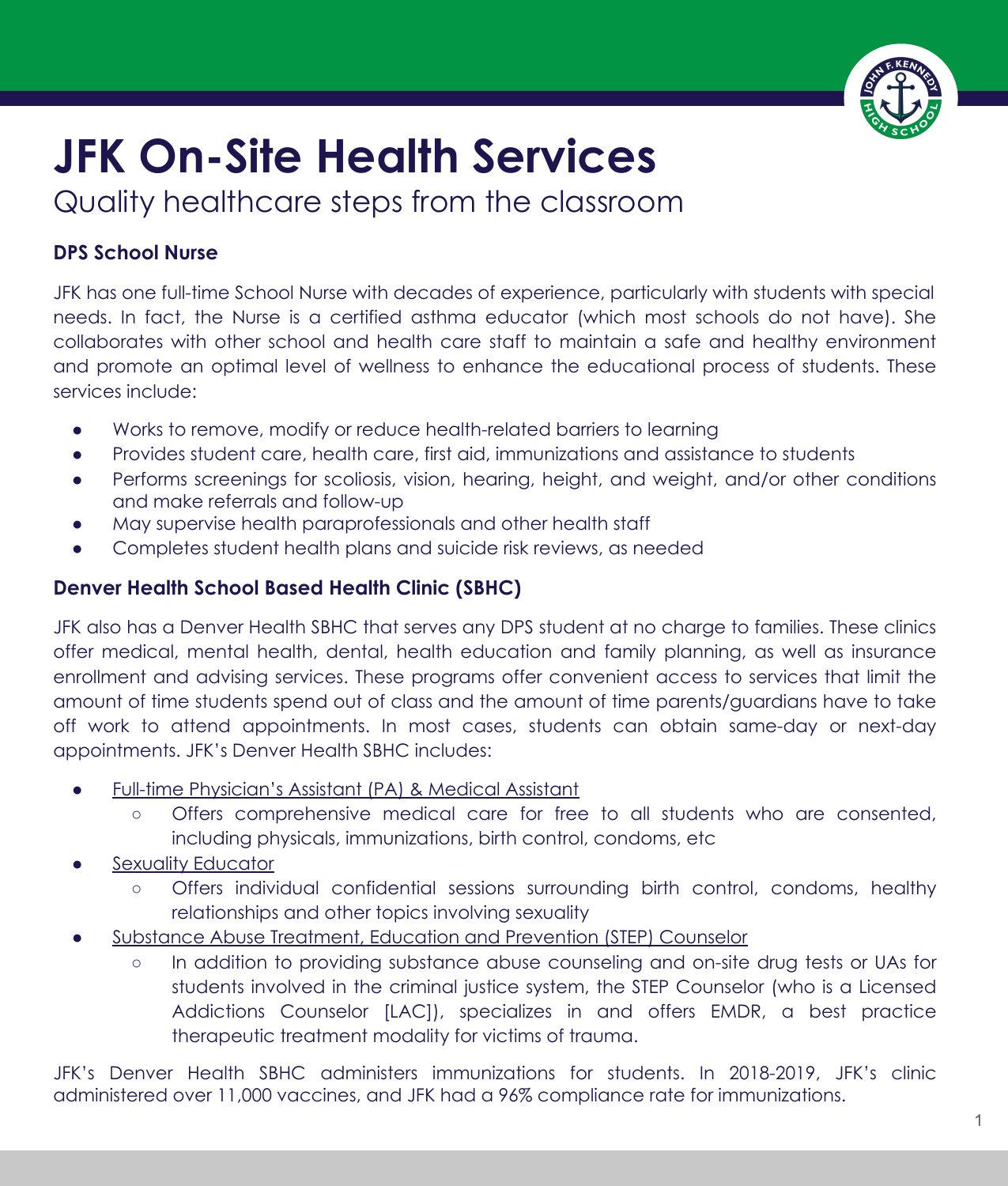# JFK On-Site Health Services

Quality healthcare steps from the classroom

### DPS School Nurse

JFK has one full-time School Nurse with decades of experience, particularly with students with special needs. In fact, the Nurse is a certified asthma educator (which most schools do not have). She collaborates with other school and health care staff to maintain a safe and healthy environment and promote an optimal level of wellness to enhance the educational process of students. These services include:

- Works to remove, modify or reduce health-related barriers to learning
- Provides student care, health care, first aid, immunizations and assistance to students
- Performs screenings for scoliosis, vision, hearing, height, and weight, and/or other conditions and make referrals and follow-up
- May supervise health paraprofessionals and other health staff
- Completes student health plans and suicide risk reviews, as needed

### Denver Health School Based Health Clinic (SBHC)

JFK also has a Denver Health SBHC that serves any DPS student at no charge to families. These clinics offer medical, mental health, dental, health education and family planning, as well as insurance enrollment and advising services. These programs offer convenient access to services that limit the amount of time students spend out of class and the amount of time parents/guardians have to take off work to attend appointments. In most cases, students can obtain same-day or next-day appointments. JFK's Denver Health SBHC includes:

- Full-time Physician's Assistant (PA) & Medical Assistant
    - Offers comprehensive medical care for free to all students who are consented, including physicals, immunizations, birth control, condoms, etc
- Sexuality Educator
    - Offers individual confidential sessions surrounding birth control, condoms, healthy relationships and other topics involving sexuality
- Substance Abuse Treatment, Education and Prevention (STEP) Counselor
    - In addition to providing substance abuse counseling and on-site drug tests or UAs for students involved in the criminal justice system, the STEP Counselor (who is a Licensed Addictions Counselor [LAC]), specializes in and offers EMDR, a best practice therapeutic treatment modality for victims of trauma.

JFK's Denver Health SBHC administers immunizations for students. In 2018-2019, JFK's clinic administered over 11,000 vaccines, and JFK had a 96% compliance rate for immunizations.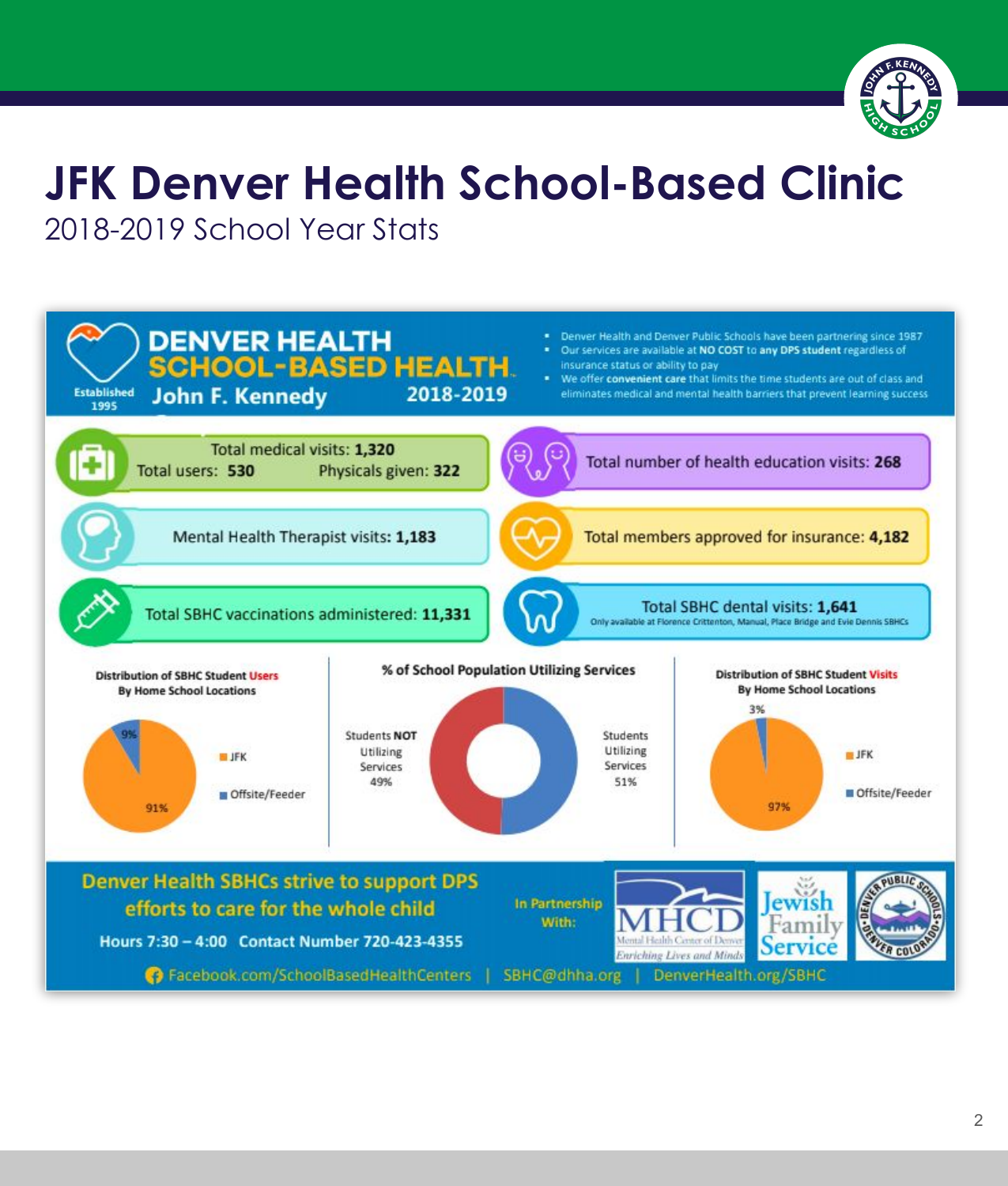# JFK Denver Health School-Based Clinic

2018-2019 School Year Stats

## DENVER HEALTH SCHOOL-BASED HEALTH

Established 1995

**John F. Kennedy** **2018-2019**

- Denver Health and Denver Public Schools have been partnering since 1987
- Our services are available at **NO COST** to **any DPS student** regardless of insurance status or ability to pay
- We offer **convenient care** that limits the time students are out of class and eliminates medical and mental health barriers that prevent learning success

Total medical visits: **1,320**
Total users: **530** Physicals given: **322**

Total number of health education visits: **268**

Mental Health Therapist visits: **1,183**

Total members approved for insurance: **4,182**

Total SBHC vaccinations administered: **11,331**

Total SBHC dental visits: **1,641**
Only available at Florence Crittenton, Manual, Place Bridge and Evie Dennis SBHCs

**Distribution of SBHC Student Users By Home School Locations**

9%
91%
JFK
Offsite/Feeder

**% of School Population Utilizing Services**

Students **NOT** Utilizing Services 49%
Students Utilizing Services 51%

**Distribution of SBHC Student Visits By Home School Locations**

3%
97%
JFK
Offsite/Feeder

**Denver Health SBHCs strive to support DPS efforts to care for the whole child**

Hours 7:30 – 4:00 Contact Number 720-423-4355

In Partnership With: MHCD Mental Health Center of Denver *Enriching Lives and Minds* | Jewish Family Service | Denver Public Schools · Denver Colorado

Facebook.com/SchoolBasedHealthCenters | SBHC@dhha.org | DenverHealth.org/SBHC